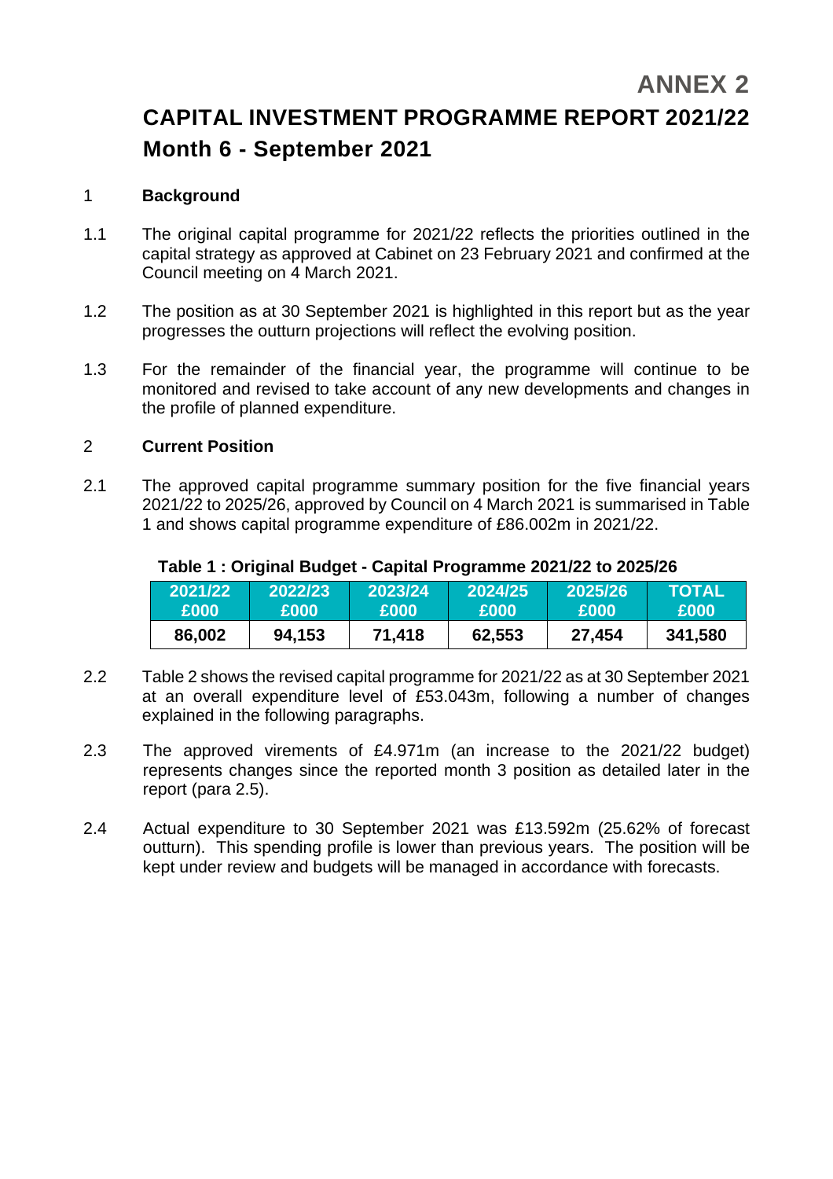# ANNEX 2

# CAPITAL INVESTMENT PROGRAMME REPORT 2021/22

## Month 6 - September 2021

## 1 Background

1.1 The original capital programme for 2021/22 reflects the priorities outlined in the capital strategy as approved at Cabinet on 23 February 2021 and confirmed at the Council meeting on 4 March 2021.

1.2 The position as at 30 September 2021 is highlighted in this report but as the year progresses the outturn projections will reflect the evolving position.

1.3 For the remainder of the financial year, the programme will continue to be monitored and revised to take account of any new developments and changes in the profile of planned expenditure.

## 2 Current Position

2.1 The approved capital programme summary position for the five financial years 2021/22 to 2025/26, approved by Council on 4 March 2021 is summarised in Table 1 and shows capital programme expenditure of £86.002m in 2021/22.

**Table 1 : Original Budget - Capital Programme 2021/22 to 2025/26**

| 2021/22 £000 | 2022/23 £000 | 2023/24 £000 | 2024/25 £000 | 2025/26 £000 | TOTAL £000 |
|---|---|---|---|---|---|
| **86,002** | **94,153** | **71,418** | **62,553** | **27,454** | **341,580** |

2.2 Table 2 shows the revised capital programme for 2021/22 as at 30 September 2021 at an overall expenditure level of £53.043m, following a number of changes explained in the following paragraphs.

2.3 The approved virements of £4.971m (an increase to the 2021/22 budget) represents changes since the reported month 3 position as detailed later in the report (para 2.5).

2.4 Actual expenditure to 30 September 2021 was £13.592m (25.62% of forecast outturn). This spending profile is lower than previous years. The position will be kept under review and budgets will be managed in accordance with forecasts.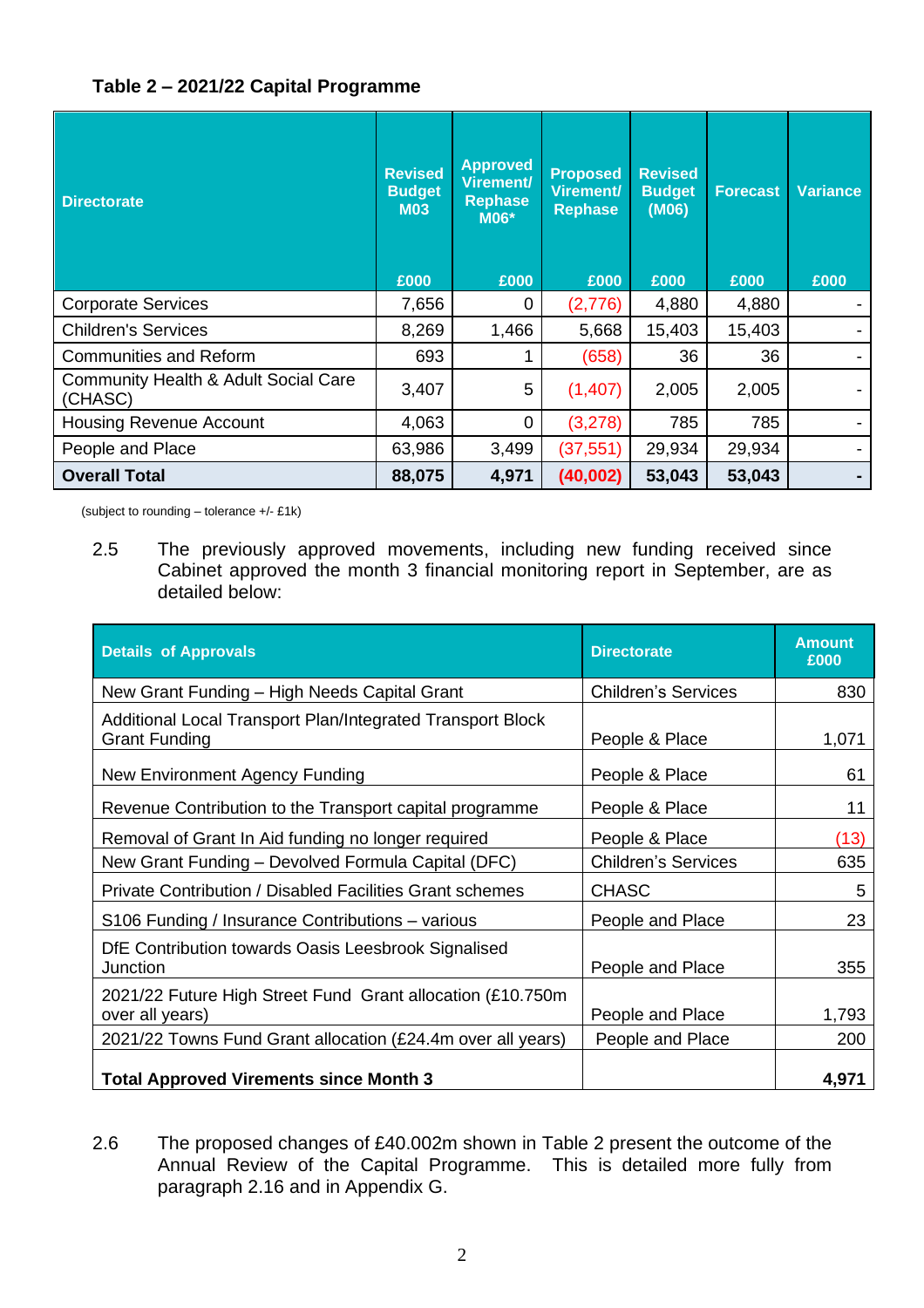**Table 2 – 2021/22 Capital Programme**

| Directorate | Revised Budget M03 | Approved Virement/ Rephase M06* | Proposed Virement/ Rephase | Revised Budget (M06) | Forecast | Variance |
|---|---|---|---|---|---|---|
| | £000 | £000 | £000 | £000 | £000 | £000 |
| Corporate Services | 7,656 | 0 | (2,776) | 4,880 | 4,880 | - |
| Children's Services | 8,269 | 1,466 | 5,668 | 15,403 | 15,403 | - |
| Communities and Reform | 693 | 1 | (658) | 36 | 36 | - |
| Community Health & Adult Social Care (CHASC) | 3,407 | 5 | (1,407) | 2,005 | 2,005 | - |
| Housing Revenue Account | 4,063 | 0 | (3,278) | 785 | 785 | - |
| People and Place | 63,986 | 3,499 | (37,551) | 29,934 | 29,934 | - |
| **Overall Total** | **88,075** | **4,971** | **(40,002)** | **53,043** | **53,043** | **-** |

(subject to rounding – tolerance +/- £1k)

2.5 The previously approved movements, including new funding received since Cabinet approved the month 3 financial monitoring report in September, are as detailed below:

| Details of Approvals | Directorate | Amount £000 |
|---|---|---|
| New Grant Funding – High Needs Capital Grant | Children's Services | 830 |
| Additional Local Transport Plan/Integrated Transport Block Grant Funding | People & Place | 1,071 |
| New Environment Agency Funding | People & Place | 61 |
| Revenue Contribution to the Transport capital programme | People & Place | 11 |
| Removal of Grant In Aid funding no longer required | People & Place | (13) |
| New Grant Funding – Devolved Formula Capital (DFC) | Children's Services | 635 |
| Private Contribution / Disabled Facilities Grant schemes | CHASC | 5 |
| S106 Funding / Insurance Contributions – various | People and Place | 23 |
| DfE Contribution towards Oasis Leesbrook Signalised Junction | People and Place | 355 |
| 2021/22 Future High Street Fund Grant allocation (£10.750m over all years) | People and Place | 1,793 |
| 2021/22 Towns Fund Grant allocation (£24.4m over all years) | People and Place | 200 |
| **Total Approved Virements since Month 3** | | **4,971** |

2.6 The proposed changes of £40.002m shown in Table 2 present the outcome of the Annual Review of the Capital Programme. This is detailed more fully from paragraph 2.16 and in Appendix G.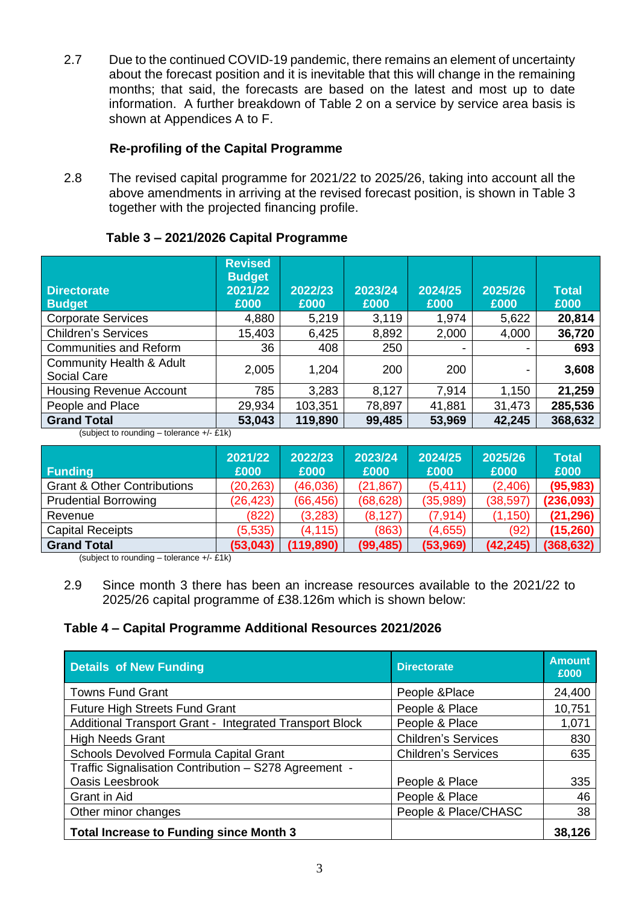2.7 Due to the continued COVID-19 pandemic, there remains an element of uncertainty about the forecast position and it is inevitable that this will change in the remaining months; that said, the forecasts are based on the latest and most up to date information. A further breakdown of Table 2 on a service by service area basis is shown at Appendices A to F.

**Re-profiling of the Capital Programme**

2.8 The revised capital programme for 2021/22 to 2025/26, taking into account all the above amendments in arriving at the revised forecast position, is shown in Table 3 together with the projected financing profile.

**Table 3 – 2021/2026 Capital Programme**

| Directorate Budget | Revised Budget 2021/22 £000 | 2022/23 £000 | 2023/24 £000 | 2024/25 £000 | 2025/26 £000 | Total £000 |
|---|---|---|---|---|---|---|
| Corporate Services | 4,880 | 5,219 | 3,119 | 1,974 | 5,622 | **20,814** |
| Children's Services | 15,403 | 6,425 | 8,892 | 2,000 | 4,000 | **36,720** |
| Communities and Reform | 36 | 408 | 250 | - | - | **693** |
| Community Health & Adult Social Care | 2,005 | 1,204 | 200 | 200 | - | **3,608** |
| Housing Revenue Account | 785 | 3,283 | 8,127 | 7,914 | 1,150 | **21,259** |
| People and Place | 29,934 | 103,351 | 78,897 | 41,881 | 31,473 | **285,536** |
| **Grand Total** | **53,043** | **119,890** | **99,485** | **53,969** | **42,245** | **368,632** |

(subject to rounding – tolerance +/- £1k)

| Funding | 2021/22 £000 | 2022/23 £000 | 2023/24 £000 | 2024/25 £000 | 2025/26 £000 | Total £000 |
|---|---|---|---|---|---|---|
| Grant & Other Contributions | (20,263) | (46,036) | (21,867) | (5,411) | (2,406) | **(95,983)** |
| Prudential Borrowing | (26,423) | (66,456) | (68,628) | (35,989) | (38,597) | **(236,093)** |
| Revenue | (822) | (3,283) | (8,127) | (7,914) | (1,150) | **(21,296)** |
| Capital Receipts | (5,535) | (4,115) | (863) | (4,655) | (92) | **(15,260)** |
| **Grand Total** | **(53,043)** | **(119,890)** | **(99,485)** | **(53,969)** | **(42,245)** | **(368,632)** |

(subject to rounding – tolerance +/- £1k)

2.9 Since month 3 there has been an increase resources available to the 2021/22 to 2025/26 capital programme of £38.126m which is shown below:

**Table 4 – Capital Programme Additional Resources 2021/2026**

| Details of New Funding | Directorate | Amount £000 |
|---|---|---|
| Towns Fund Grant | People &Place | 24,400 |
| Future High Streets Fund Grant | People & Place | 10,751 |
| Additional Transport Grant - Integrated Transport Block | People & Place | 1,071 |
| High Needs Grant | Children's Services | 830 |
| Schools Devolved Formula Capital Grant | Children's Services | 635 |
| Traffic Signalisation Contribution – S278 Agreement - Oasis Leesbrook | People & Place | 335 |
| Grant in Aid | People & Place | 46 |
| Other minor changes | People & Place/CHASC | 38 |
| **Total Increase to Funding since Month 3** | | **38,126** |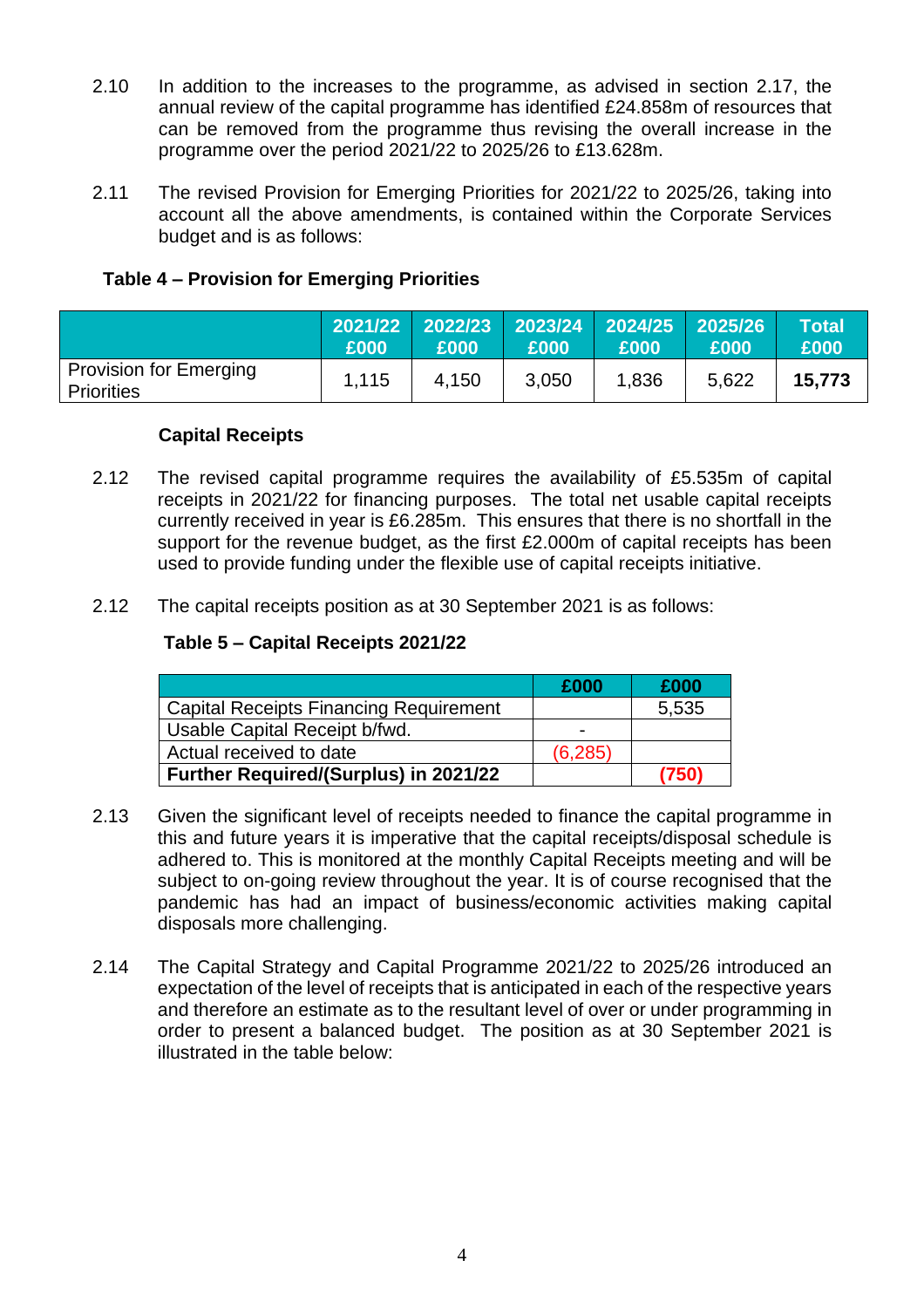2.10 In addition to the increases to the programme, as advised in section 2.17, the annual review of the capital programme has identified £24.858m of resources that can be removed from the programme thus revising the overall increase in the programme over the period 2021/22 to 2025/26 to £13.628m.

2.11 The revised Provision for Emerging Priorities for 2021/22 to 2025/26, taking into account all the above amendments, is contained within the Corporate Services budget and is as follows:

**Table 4 – Provision for Emerging Priorities**

| | 2021/22 £000 | 2022/23 £000 | 2023/24 £000 | 2024/25 £000 | 2025/26 £000 | Total £000 |
|---|---|---|---|---|---|---|
| Provision for Emerging Priorities | 1,115 | 4,150 | 3,050 | 1,836 | 5,622 | **15,773** |

**Capital Receipts**

2.12 The revised capital programme requires the availability of £5.535m of capital receipts in 2021/22 for financing purposes. The total net usable capital receipts currently received in year is £6.285m. This ensures that there is no shortfall in the support for the revenue budget, as the first £2.000m of capital receipts has been used to provide funding under the flexible use of capital receipts initiative.

2.12 The capital receipts position as at 30 September 2021 is as follows:

**Table 5 – Capital Receipts 2021/22**

| | £000 | £000 |
|---|---|---|
| Capital Receipts Financing Requirement | | 5,535 |
| Usable Capital Receipt b/fwd. | - | |
| Actual received to date | (6,285) | |
| **Further Required/(Surplus) in 2021/22** | | **(750)** |

2.13 Given the significant level of receipts needed to finance the capital programme in this and future years it is imperative that the capital receipts/disposal schedule is adhered to. This is monitored at the monthly Capital Receipts meeting and will be subject to on-going review throughout the year. It is of course recognised that the pandemic has had an impact of business/economic activities making capital disposals more challenging.

2.14 The Capital Strategy and Capital Programme 2021/22 to 2025/26 introduced an expectation of the level of receipts that is anticipated in each of the respective years and therefore an estimate as to the resultant level of over or under programming in order to present a balanced budget. The position as at 30 September 2021 is illustrated in the table below: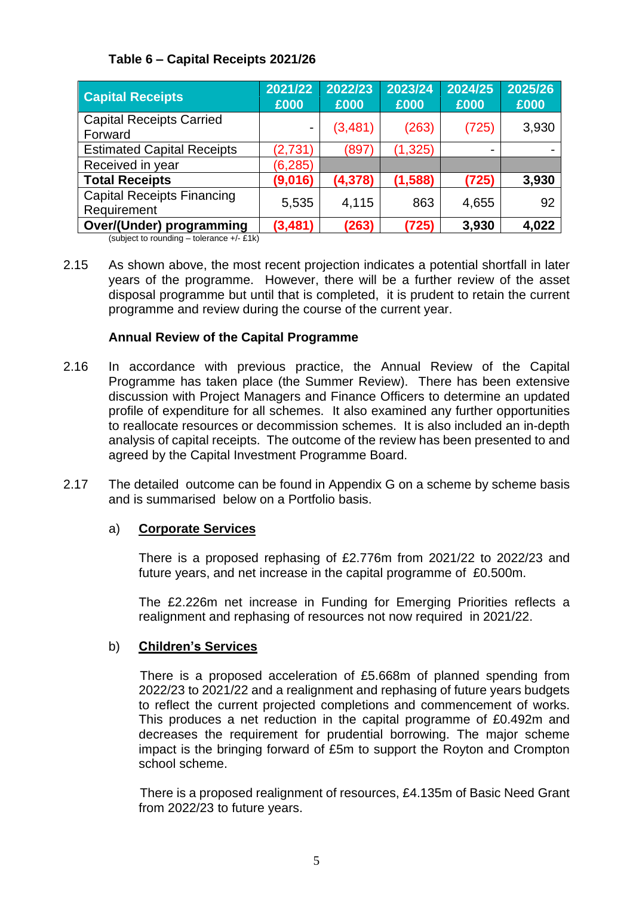**Table 6 – Capital Receipts 2021/26**

| Capital Receipts | 2021/22 £000 | 2022/23 £000 | 2023/24 £000 | 2024/25 £000 | 2025/26 £000 |
|---|---|---|---|---|---|
| Capital Receipts Carried Forward | - | (3,481) | (263) | (725) | 3,930 |
| Estimated Capital Receipts | (2,731) | (897) | (1,325) | - | - |
| Received in year | (6,285) | | | | |
| **Total Receipts** | **(9,016)** | **(4,378)** | **(1,588)** | **(725)** | **3,930** |
| Capital Receipts Financing Requirement | 5,535 | 4,115 | 863 | 4,655 | 92 |
| **Over/(Under) programming** | **(3,481)** | **(263)** | **(725)** | **3,930** | **4,022** |

(subject to rounding – tolerance +/- £1k)

2.15 As shown above, the most recent projection indicates a potential shortfall in later years of the programme. However, there will be a further review of the asset disposal programme but until that is completed, it is prudent to retain the current programme and review during the course of the current year.

**Annual Review of the Capital Programme**

2.16 In accordance with previous practice, the Annual Review of the Capital Programme has taken place (the Summer Review). There has been extensive discussion with Project Managers and Finance Officers to determine an updated profile of expenditure for all schemes. It also examined any further opportunities to reallocate resources or decommission schemes. It is also included an in-depth analysis of capital receipts. The outcome of the review has been presented to and agreed by the Capital Investment Programme Board.

2.17 The detailed outcome can be found in Appendix G on a scheme by scheme basis and is summarised below on a Portfolio basis.

a) **Corporate Services**

There is a proposed rephasing of £2.776m from 2021/22 to 2022/23 and future years, and net increase in the capital programme of £0.500m.

The £2.226m net increase in Funding for Emerging Priorities reflects a realignment and rephasing of resources not now required in 2021/22.

b) **Children's Services**

There is a proposed acceleration of £5.668m of planned spending from 2022/23 to 2021/22 and a realignment and rephasing of future years budgets to reflect the current projected completions and commencement of works. This produces a net reduction in the capital programme of £0.492m and decreases the requirement for prudential borrowing. The major scheme impact is the bringing forward of £5m to support the Royton and Crompton school scheme.

There is a proposed realignment of resources, £4.135m of Basic Need Grant from 2022/23 to future years.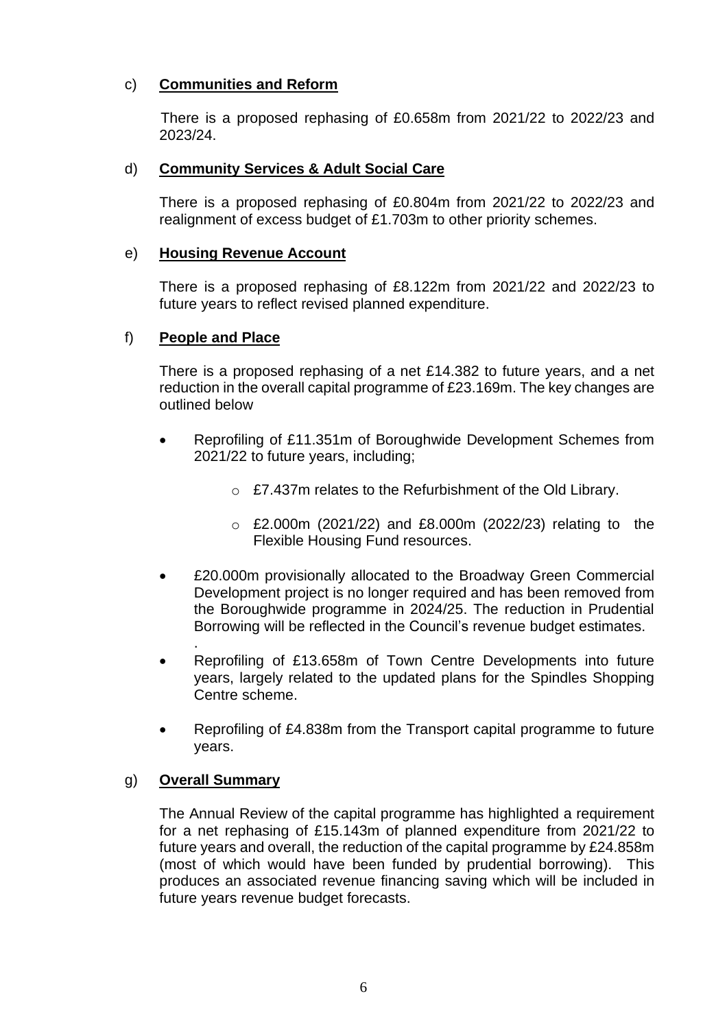c) **Communities and Reform**

There is a proposed rephasing of £0.658m from 2021/22 to 2022/23 and 2023/24.

d) **Community Services & Adult Social Care**

There is a proposed rephasing of £0.804m from 2021/22 to 2022/23 and realignment of excess budget of £1.703m to other priority schemes.

e) **Housing Revenue Account**

There is a proposed rephasing of £8.122m from 2021/22 and 2022/23 to future years to reflect revised planned expenditure.

f) **People and Place**

There is a proposed rephasing of a net £14.382 to future years, and a net reduction in the overall capital programme of £23.169m. The key changes are outlined below

- Reprofiling of £11.351m of Boroughwide Development Schemes from 2021/22 to future years, including;
  - £7.437m relates to the Refurbishment of the Old Library.
  - £2.000m (2021/22) and £8.000m (2022/23) relating to the Flexible Housing Fund resources.
- £20.000m provisionally allocated to the Broadway Green Commercial Development project is no longer required and has been removed from the Boroughwide programme in 2024/25. The reduction in Prudential Borrowing will be reflected in the Council's revenue budget estimates.
  .
- Reprofiling of £13.658m of Town Centre Developments into future years, largely related to the updated plans for the Spindles Shopping Centre scheme.
- Reprofiling of £4.838m from the Transport capital programme to future years.

g) **Overall Summary**

The Annual Review of the capital programme has highlighted a requirement for a net rephasing of £15.143m of planned expenditure from 2021/22 to future years and overall, the reduction of the capital programme by £24.858m (most of which would have been funded by prudential borrowing). This produces an associated revenue financing saving which will be included in future years revenue budget forecasts.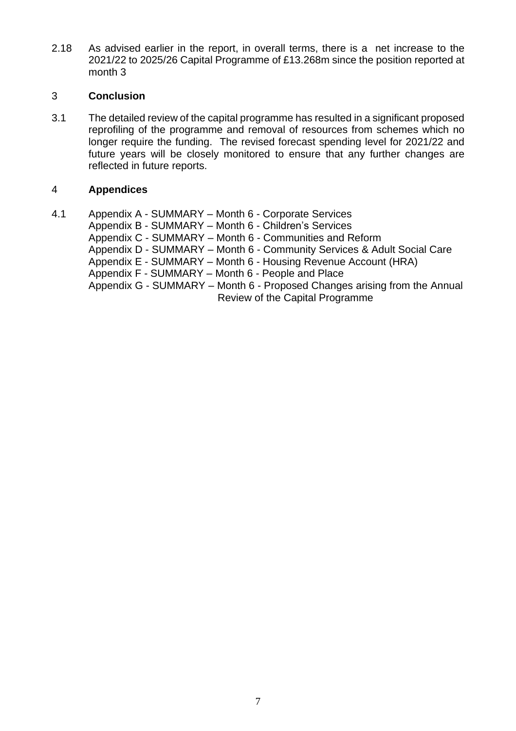2.18 As advised earlier in the report, in overall terms, there is a net increase to the 2021/22 to 2025/26 Capital Programme of £13.268m since the position reported at month 3

## 3 Conclusion

3.1 The detailed review of the capital programme has resulted in a significant proposed reprofiling of the programme and removal of resources from schemes which no longer require the funding. The revised forecast spending level for 2021/22 and future years will be closely monitored to ensure that any further changes are reflected in future reports.

## 4 Appendices

4.1 Appendix A - SUMMARY – Month 6 - Corporate Services
Appendix B - SUMMARY – Month 6 - Children's Services
Appendix C - SUMMARY – Month 6 - Communities and Reform
Appendix D - SUMMARY – Month 6 - Community Services & Adult Social Care
Appendix E - SUMMARY – Month 6 - Housing Revenue Account (HRA)
Appendix F - SUMMARY – Month 6 - People and Place
Appendix G - SUMMARY – Month 6 - Proposed Changes arising from the Annual Review of the Capital Programme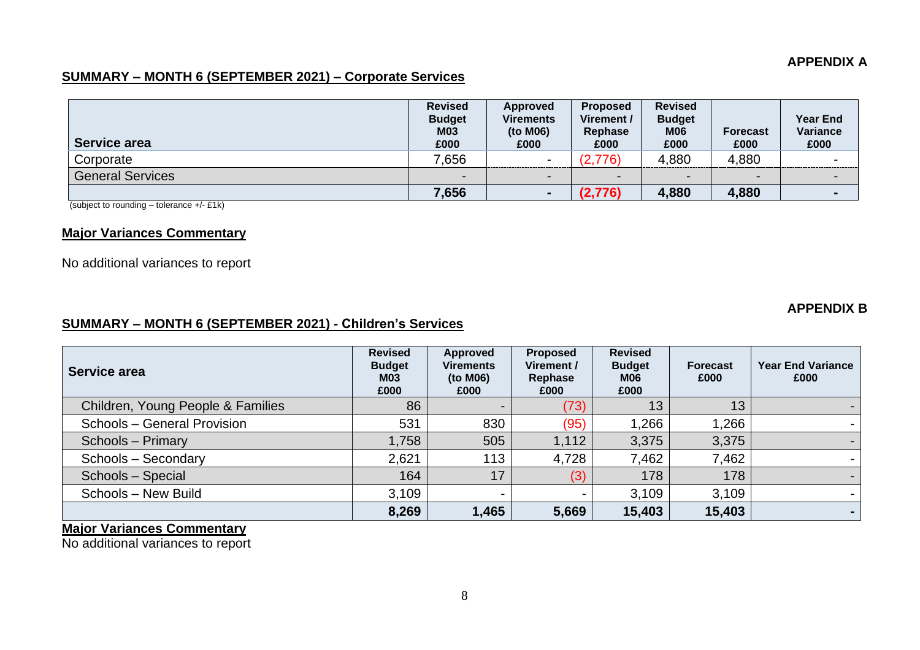**APPENDIX A**

## SUMMARY – MONTH 6 (SEPTEMBER 2021) – Corporate Services

| Service area | Revised Budget M03 £000 | Approved Virements (to M06) £000 | Proposed Virement / Rephase £000 | Revised Budget M06 £000 | Forecast £000 | Year End Variance £000 |
|---|---|---|---|---|---|---|
| Corporate | 7,656 | - | (2,776) | 4,880 | 4,880 | - |
| General Services | - | - | - | - | - | - |
| | **7,656** | **-** | **(2,776)** | **4,880** | **4,880** | **-** |

(subject to rounding – tolerance +/- £1k)

### Major Variances Commentary

No additional variances to report

**APPENDIX B**

## SUMMARY – MONTH 6 (SEPTEMBER 2021) - Children's Services

| Service area | Revised Budget M03 £000 | Approved Virements (to M06) £000 | Proposed Virement / Rephase £000 | Revised Budget M06 £000 | Forecast £000 | Year End Variance £000 |
|---|---|---|---|---|---|---|
| Children, Young People & Families | 86 | - | (73) | 13 | 13 | - |
| Schools – General Provision | 531 | 830 | (95) | 1,266 | 1,266 | - |
| Schools – Primary | 1,758 | 505 | 1,112 | 3,375 | 3,375 | - |
| Schools – Secondary | 2,621 | 113 | 4,728 | 7,462 | 7,462 | - |
| Schools – Special | 164 | 17 | (3) | 178 | 178 | - |
| Schools – New Build | 3,109 | - | - | 3,109 | 3,109 | - |
| | **8,269** | **1,465** | **5,669** | **15,403** | **15,403** | **-** |

### Major Variances Commentary

No additional variances to report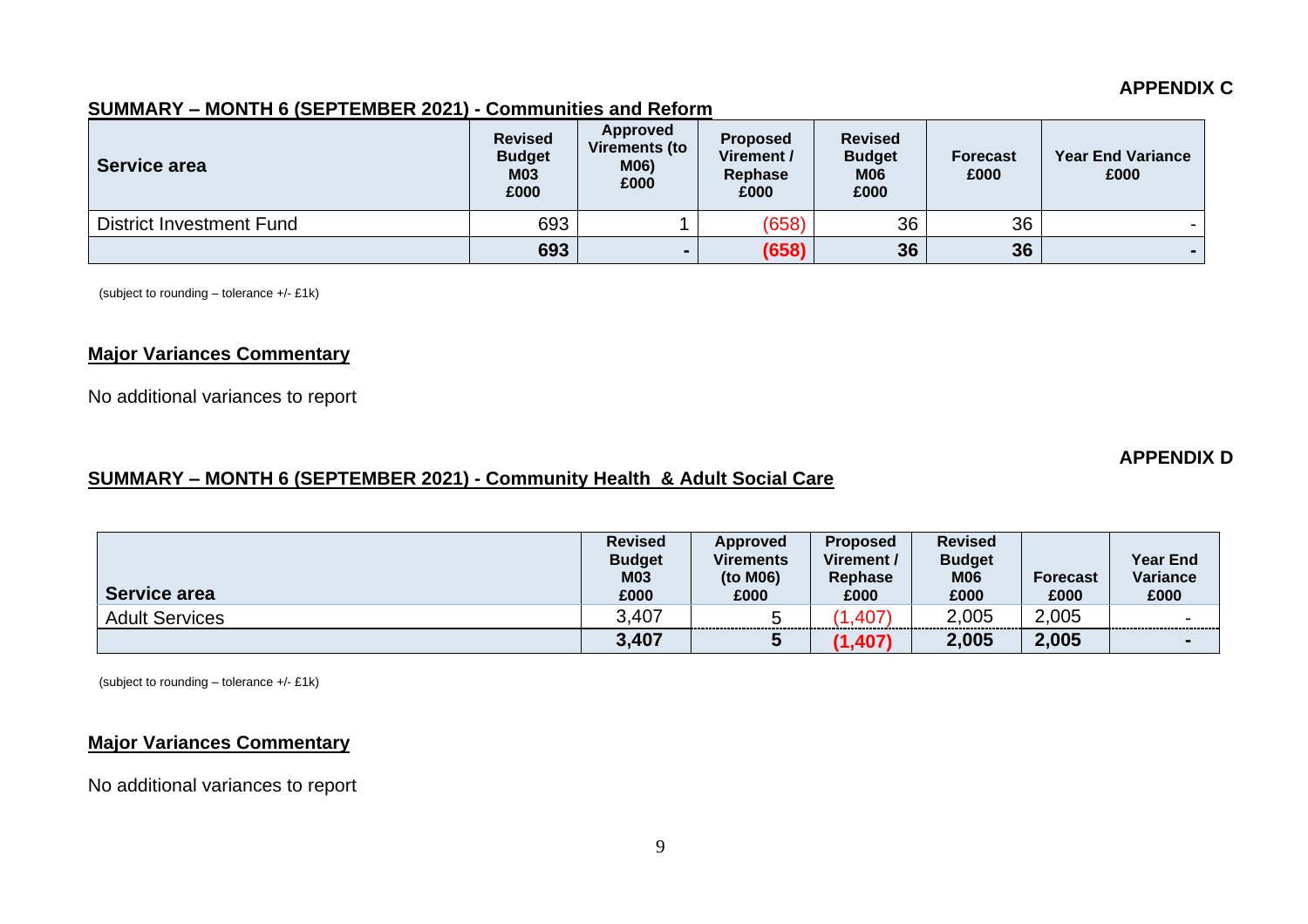**APPENDIX C**

## SUMMARY – MONTH 6 (SEPTEMBER 2021) - Communities and Reform

| Service area | Revised Budget M03 £000 | Approved Virements (to M06) £000 | Proposed Virement / Rephase £000 | Revised Budget M06 £000 | Forecast £000 | Year End Variance £000 |
|---|---|---|---|---|---|---|
| District Investment Fund | 693 | 1 | (658) | 36 | 36 | - |
| | **693** | **-** | **(658)** | **36** | **36** | **-** |

(subject to rounding – tolerance +/- £1k)

### Major Variances Commentary

No additional variances to report

**APPENDIX D**

## SUMMARY – MONTH 6 (SEPTEMBER 2021) - Community Health & Adult Social Care

| Service area | Revised Budget M03 £000 | Approved Virements (to M06) £000 | Proposed Virement / Rephase £000 | Revised Budget M06 £000 | Forecast £000 | Year End Variance £000 |
|---|---|---|---|---|---|---|
| Adult Services | 3,407 | 5 | (1,407) | 2,005 | 2,005 | - |
| | **3,407** | **5** | **(1,407)** | **2,005** | **2,005** | **-** |

(subject to rounding – tolerance +/- £1k)

### Major Variances Commentary

No additional variances to report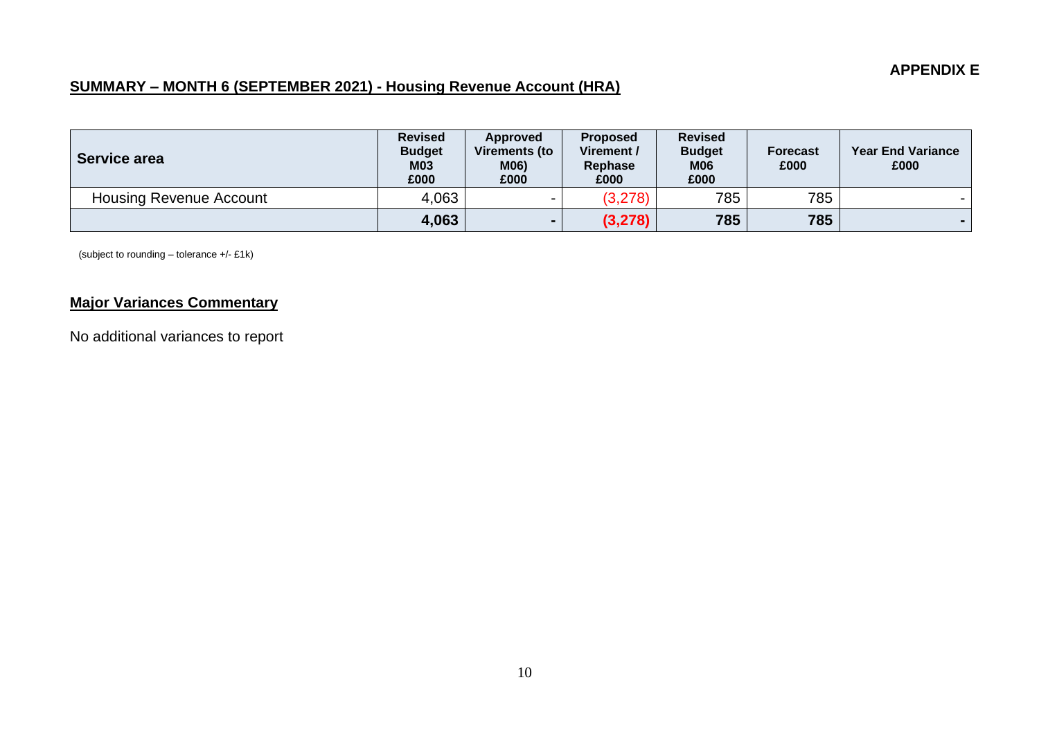**APPENDIX E**

## SUMMARY – MONTH 6 (SEPTEMBER 2021) - Housing Revenue Account (HRA)

| Service area | Revised Budget M03 £000 | Approved Virements (to M06) £000 | Proposed Virement / Rephase £000 | Revised Budget M06 £000 | Forecast £000 | Year End Variance £000 |
|---|---|---|---|---|---|---|
| Housing Revenue Account | 4,063 | - | (3,278) | 785 | 785 | - |
| | **4,063** | **-** | **(3,278)** | **785** | **785** | **-** |

(subject to rounding – tolerance +/- £1k)

## Major Variances Commentary

No additional variances to report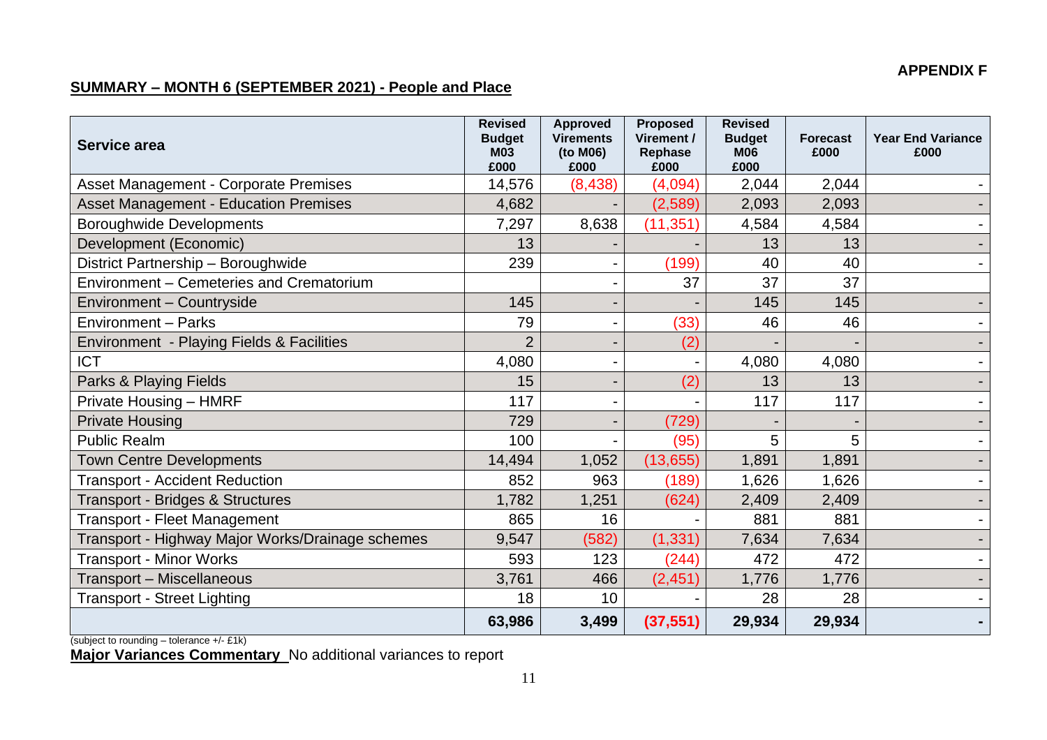**APPENDIX F**

## SUMMARY – MONTH 6 (SEPTEMBER 2021) - People and Place

| Service area | Revised Budget M03 £000 | Approved Virements (to M06) £000 | Proposed Virement / Rephase £000 | Revised Budget M06 £000 | Forecast £000 | Year End Variance £000 |
|---|---|---|---|---|---|---|
| Asset Management - Corporate Premises | 14,576 | (8,438) | (4,094) | 2,044 | 2,044 | - |
| Asset Management - Education Premises | 4,682 | - | (2,589) | 2,093 | 2,093 | - |
| Boroughwide Developments | 7,297 | 8,638 | (11,351) | 4,584 | 4,584 | - |
| Development (Economic) | 13 | - | - | 13 | 13 | - |
| District Partnership – Boroughwide | 239 | - | (199) | 40 | 40 | - |
| Environment – Cemeteries and Crematorium | | - | 37 | 37 | 37 | |
| Environment – Countryside | 145 | - | - | 145 | 145 | - |
| Environment – Parks | 79 | - | (33) | 46 | 46 | - |
| Environment - Playing Fields & Facilities | 2 | - | (2) | - | - | - |
| ICT | 4,080 | - | - | 4,080 | 4,080 | - |
| Parks & Playing Fields | 15 | - | (2) | 13 | 13 | - |
| Private Housing – HMRF | 117 | - | - | 117 | 117 | - |
| Private Housing | 729 | - | (729) | - | - | - |
| Public Realm | 100 | - | (95) | 5 | 5 | - |
| Town Centre Developments | 14,494 | 1,052 | (13,655) | 1,891 | 1,891 | - |
| Transport - Accident Reduction | 852 | 963 | (189) | 1,626 | 1,626 | - |
| Transport - Bridges & Structures | 1,782 | 1,251 | (624) | 2,409 | 2,409 | - |
| Transport - Fleet Management | 865 | 16 | - | 881 | 881 | - |
| Transport - Highway Major Works/Drainage schemes | 9,547 | (582) | (1,331) | 7,634 | 7,634 | - |
| Transport - Minor Works | 593 | 123 | (244) | 472 | 472 | - |
| Transport – Miscellaneous | 3,761 | 466 | (2,451) | 1,776 | 1,776 | - |
| Transport - Street Lighting | 18 | 10 | - | 28 | 28 | - |
| | **63,986** | **3,499** | **(37,551)** | **29,934** | **29,934** | **-** |

(subject to rounding – tolerance +/- £1k)

**Major Variances Commentary** No additional variances to report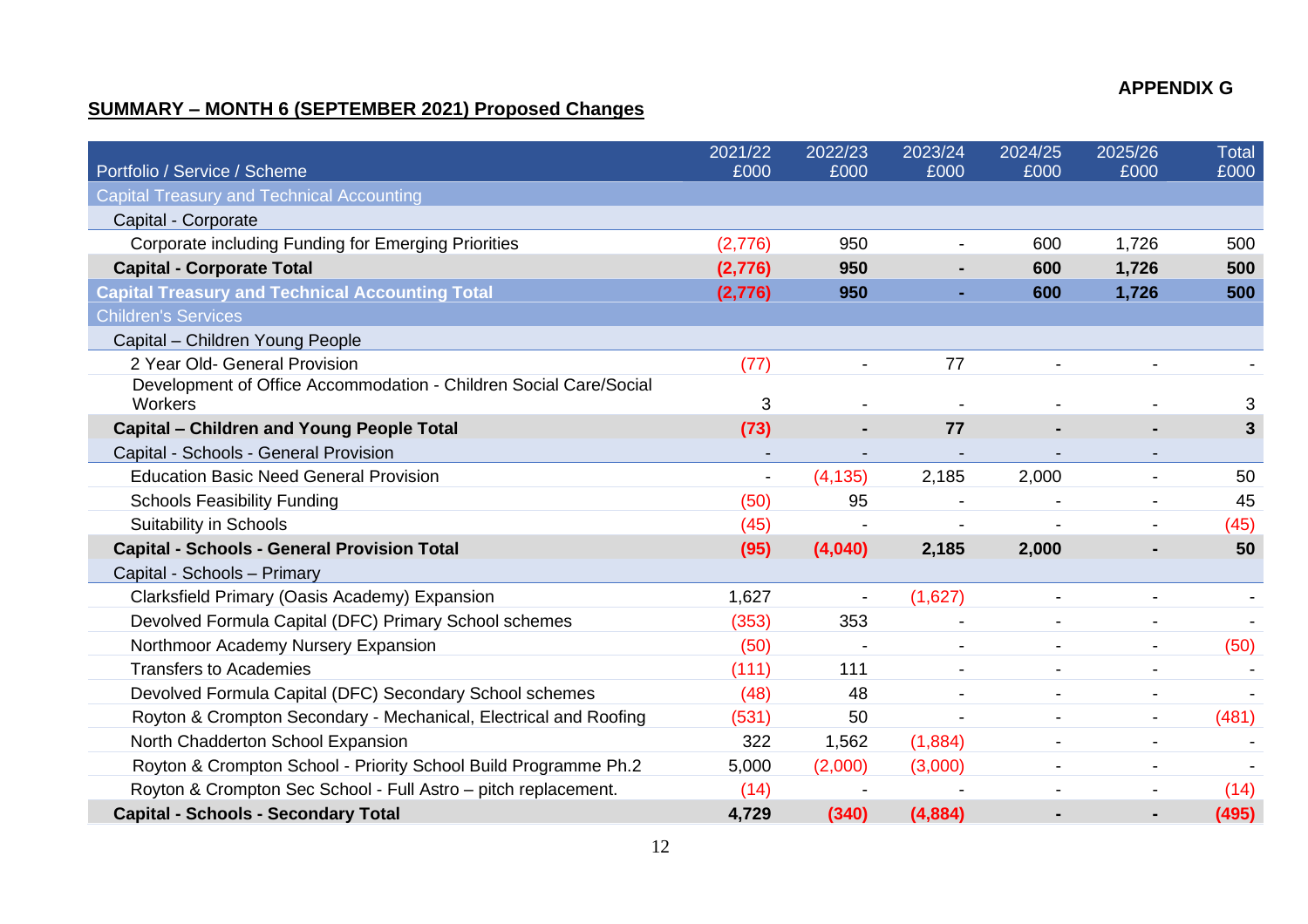APPENDIX G

**SUMMARY – MONTH 6 (SEPTEMBER 2021) Proposed Changes**

| Portfolio / Service / Scheme | 2021/22 £000 | 2022/23 £000 | 2023/24 £000 | 2024/25 £000 | 2025/26 £000 | Total £000 |
|---|---|---|---|---|---|---|
| Capital Treasury and Technical Accounting | | | | | | |
| Capital - Corporate | | | | | | |
| Corporate including Funding for Emerging Priorities | (2,776) | 950 | - | 600 | 1,726 | 500 |
| **Capital - Corporate Total** | **(2,776)** | **950** | **-** | **600** | **1,726** | **500** |
| **Capital Treasury and Technical Accounting Total** | **(2,776)** | **950** | **-** | **600** | **1,726** | **500** |
| Children's Services | | | | | | |
| Capital – Children Young People | | | | | | |
| 2 Year Old- General Provision | (77) | - | 77 | - | - | - |
| Development of Office Accommodation - Children Social Care/Social Workers | 3 | - | - | - | - | 3 |
| **Capital – Children and Young People Total** | **(73)** | **-** | **77** | **-** | **-** | **3** |
| Capital - Schools - General Provision | - | - | - | - | - | |
| Education Basic Need General Provision | - | (4,135) | 2,185 | 2,000 | - | 50 |
| Schools Feasibility Funding | (50) | 95 | - | - | - | 45 |
| Suitability in Schools | (45) | - | - | - | - | (45) |
| **Capital - Schools - General Provision Total** | **(95)** | **(4,040)** | **2,185** | **2,000** | **-** | **50** |
| Capital - Schools – Primary | | | | | | |
| Clarksfield Primary (Oasis Academy) Expansion | 1,627 | - | (1,627) | - | - | - |
| Devolved Formula Capital (DFC) Primary School schemes | (353) | 353 | - | - | - | - |
| Northmoor Academy Nursery Expansion | (50) | - | - | - | - | (50) |
| Transfers to Academies | (111) | 111 | - | - | - | - |
| Devolved Formula Capital (DFC) Secondary School schemes | (48) | 48 | - | - | - | - |
| Royton & Crompton Secondary - Mechanical, Electrical and Roofing | (531) | 50 | - | - | - | (481) |
| North Chadderton School Expansion | 322 | 1,562 | (1,884) | - | - | - |
| Royton & Crompton School - Priority School Build Programme Ph.2 | 5,000 | (2,000) | (3,000) | - | - | - |
| Royton & Crompton Sec School - Full Astro – pitch replacement. | (14) | - | - | - | - | (14) |
| **Capital - Schools - Secondary Total** | **4,729** | **(340)** | **(4,884)** | **-** | **-** | **(495)** |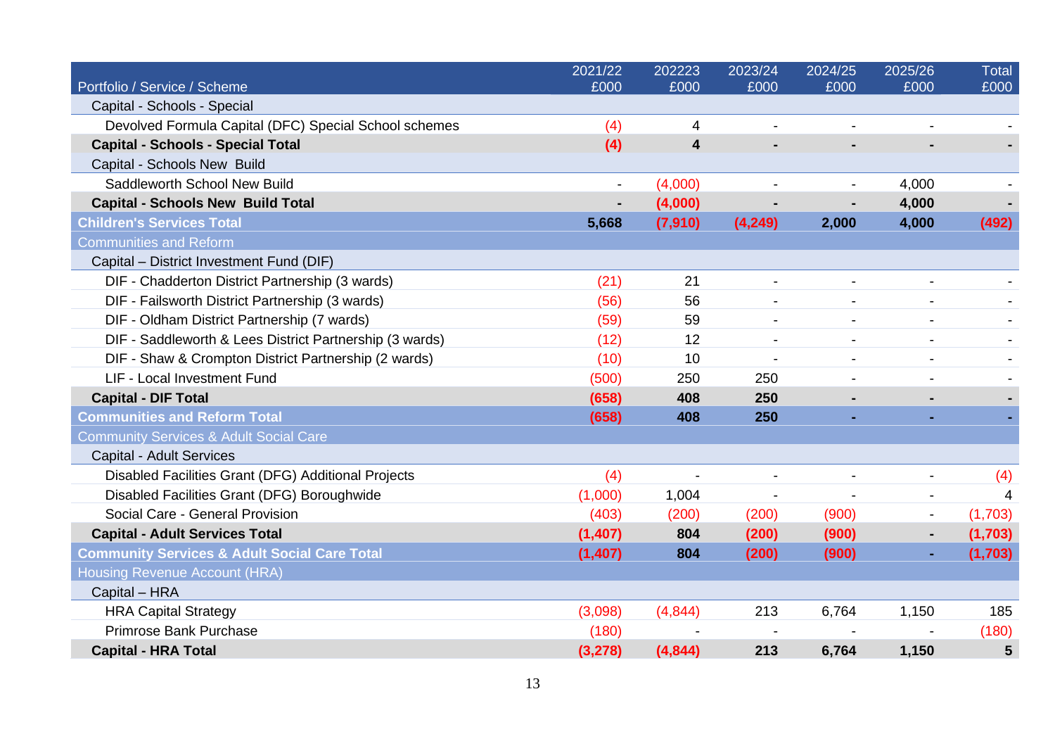| Portfolio / Service / Scheme | 2021/22 £000 | 202223 £000 | 2023/24 £000 | 2024/25 £000 | 2025/26 £000 | Total £000 |
|---|---|---|---|---|---|---|
| Capital - Schools - Special | | | | | | |
| Devolved Formula Capital (DFC) Special School schemes | (4) | 4 | - | - | - | - |
| **Capital - Schools - Special Total** | **(4)** | **4** | **-** | **-** | **-** | **-** |
| Capital - Schools New Build | | | | | | |
| Saddleworth School New Build | - | (4,000) | - | - | 4,000 | - |
| **Capital - Schools New Build Total** | **-** | **(4,000)** | **-** | **-** | **4,000** | **-** |
| **Children's Services Total** | **5,668** | **(7,910)** | **(4,249)** | **2,000** | **4,000** | **(492)** |
| Communities and Reform | | | | | | |
| Capital – District Investment Fund (DIF) | | | | | | |
| DIF - Chadderton District Partnership (3 wards) | (21) | 21 | - | - | - | - |
| DIF - Failsworth District Partnership (3 wards) | (56) | 56 | - | - | - | - |
| DIF - Oldham District Partnership (7 wards) | (59) | 59 | - | - | - | - |
| DIF - Saddleworth & Lees District Partnership (3 wards) | (12) | 12 | - | - | - | - |
| DIF - Shaw & Crompton District Partnership (2 wards) | (10) | 10 | - | - | - | - |
| LIF - Local Investment Fund | (500) | 250 | 250 | - | - | - |
| **Capital - DIF Total** | **(658)** | **408** | **250** | **-** | **-** | **-** |
| **Communities and Reform Total** | **(658)** | **408** | **250** | **-** | **-** | **-** |
| Community Services & Adult Social Care | | | | | | |
| Capital - Adult Services | | | | | | |
| Disabled Facilities Grant (DFG) Additional Projects | (4) | - | - | - | - | (4) |
| Disabled Facilities Grant (DFG) Boroughwide | (1,000) | 1,004 | - | - | - | 4 |
| Social Care - General Provision | (403) | (200) | (200) | (900) | - | (1,703) |
| **Capital - Adult Services Total** | **(1,407)** | **804** | **(200)** | **(900)** | **-** | **(1,703)** |
| **Community Services & Adult Social Care Total** | **(1,407)** | **804** | **(200)** | **(900)** | **-** | **(1,703)** |
| Housing Revenue Account (HRA) | | | | | | |
| Capital – HRA | | | | | | |
| HRA Capital Strategy | (3,098) | (4,844) | 213 | 6,764 | 1,150 | 185 |
| Primrose Bank Purchase | (180) | - | - | - | - | (180) |
| **Capital - HRA Total** | **(3,278)** | **(4,844)** | **213** | **6,764** | **1,150** | **5** |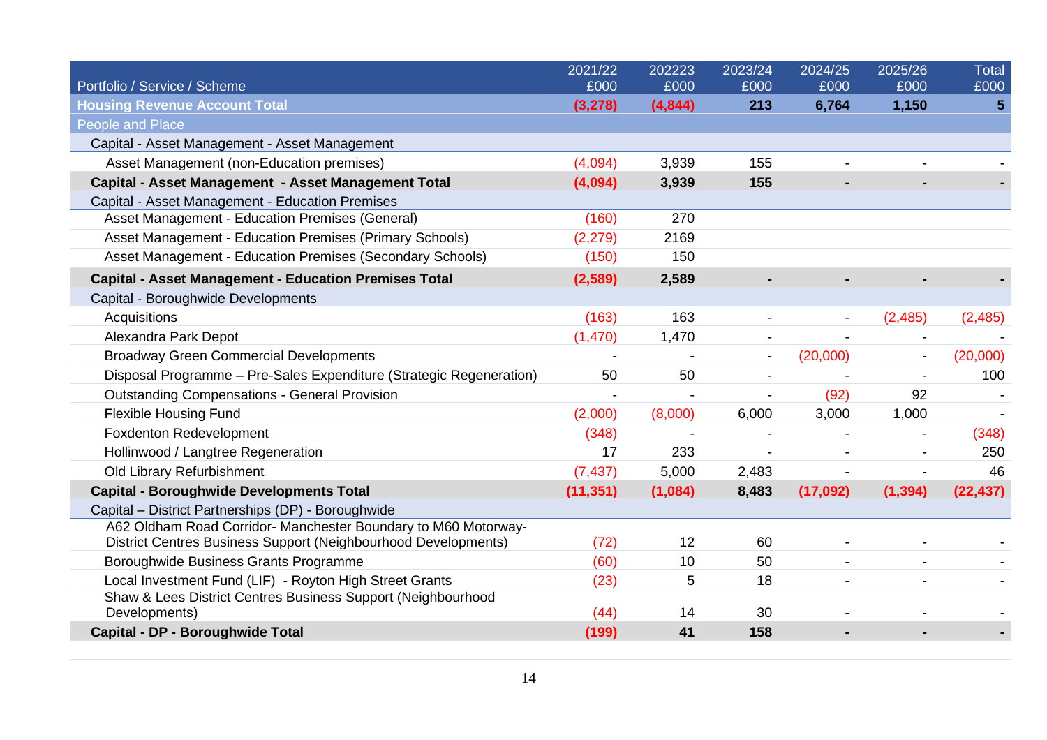| Portfolio / Service / Scheme | 2021/22 £000 | 202223 £000 | 2023/24 £000 | 2024/25 £000 | 2025/26 £000 | Total £000 |
|---|---|---|---|---|---|---|
| **Housing Revenue Account Total** | **(3,278)** | **(4,844)** | **213** | **6,764** | **1,150** | **5** |
| People and Place | | | | | | |
| Capital - Asset Management - Asset Management | | | | | | |
| Asset Management (non-Education premises) | (4,094) | 3,939 | 155 | - | - | - |
| **Capital - Asset Management - Asset Management Total** | **(4,094)** | **3,939** | **155** | **-** | **-** | **-** |
| Capital - Asset Management - Education Premises | | | | | | |
| Asset Management - Education Premises (General) | (160) | 270 | | | | |
| Asset Management - Education Premises (Primary Schools) | (2,279) | 2169 | | | | |
| Asset Management - Education Premises (Secondary Schools) | (150) | 150 | | | | |
| **Capital - Asset Management - Education Premises Total** | **(2,589)** | **2,589** | **-** | **-** | **-** | **-** |
| Capital - Boroughwide Developments | | | | | | |
| Acquisitions | (163) | 163 | - | - | (2,485) | (2,485) |
| Alexandra Park Depot | (1,470) | 1,470 | - | - | - | - |
| Broadway Green Commercial Developments | - | - | - | (20,000) | - | (20,000) |
| Disposal Programme – Pre-Sales Expenditure (Strategic Regeneration) | 50 | 50 | - | - | - | 100 |
| Outstanding Compensations - General Provision | - | - | - | (92) | 92 | - |
| Flexible Housing Fund | (2,000) | (8,000) | 6,000 | 3,000 | 1,000 | - |
| Foxdenton Redevelopment | (348) | - | - | - | - | (348) |
| Hollinwood / Langtree Regeneration | 17 | 233 | - | - | - | 250 |
| Old Library Refurbishment | (7,437) | 5,000 | 2,483 | - | - | 46 |
| **Capital - Boroughwide Developments Total** | **(11,351)** | **(1,084)** | **8,483** | **(17,092)** | **(1,394)** | **(22,437)** |
| Capital – District Partnerships (DP) - Boroughwide | | | | | | |
| A62 Oldham Road Corridor- Manchester Boundary to M60 Motorway-District Centres Business Support (Neighbourhood Developments) | (72) | 12 | 60 | - | - | - |
| Boroughwide Business Grants Programme | (60) | 10 | 50 | - | - | - |
| Local Investment Fund (LIF) - Royton High Street Grants | (23) | 5 | 18 | - | - | - |
| Shaw & Lees District Centres Business Support (Neighbourhood Developments) | (44) | 14 | 30 | - | - | - |
| **Capital - DP - Boroughwide Total** | **(199)** | **41** | **158** | **-** | **-** | **-** |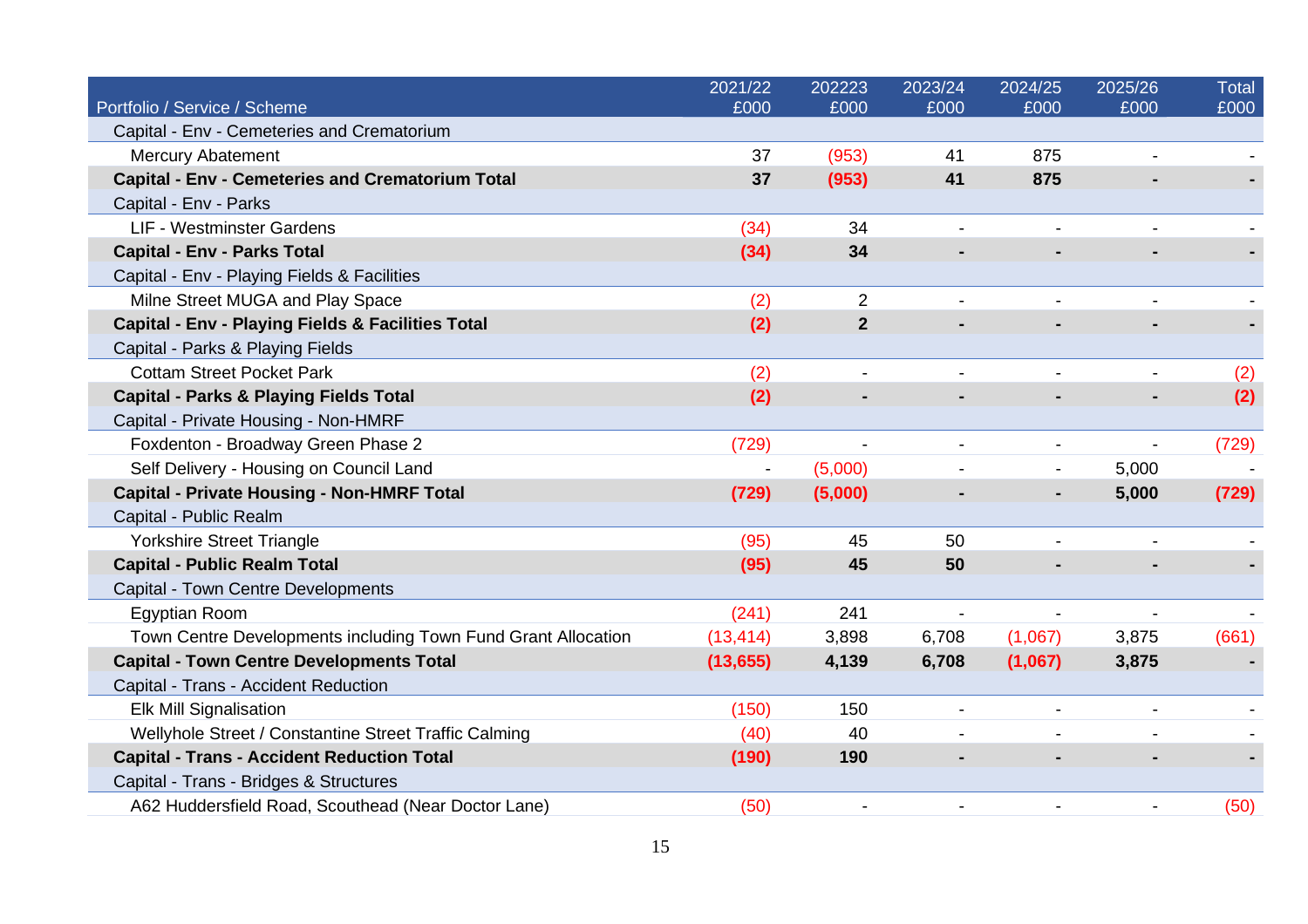| Portfolio / Service / Scheme | 2021/22 £000 | 202223 £000 | 2023/24 £000 | 2024/25 £000 | 2025/26 £000 | Total £000 |
|---|---|---|---|---|---|---|
| Capital - Env - Cemeteries and Crematorium | | | | | | |
| Mercury Abatement | 37 | (953) | 41 | 875 | - | - |
| **Capital - Env - Cemeteries and Crematorium Total** | **37** | **(953)** | **41** | **875** | **-** | **-** |
| Capital - Env - Parks | | | | | | |
| LIF - Westminster Gardens | (34) | 34 | - | - | - | - |
| **Capital - Env - Parks Total** | **(34)** | **34** | **-** | **-** | **-** | **-** |
| Capital - Env - Playing Fields & Facilities | | | | | | |
| Milne Street MUGA and Play Space | (2) | 2 | - | - | - | - |
| **Capital - Env - Playing Fields & Facilities Total** | **(2)** | **2** | **-** | **-** | **-** | **-** |
| Capital - Parks & Playing Fields | | | | | | |
| Cottam Street Pocket Park | (2) | - | - | - | - | (2) |
| **Capital - Parks & Playing Fields Total** | **(2)** | **-** | **-** | **-** | **-** | **(2)** |
| Capital - Private Housing - Non-HMRF | | | | | | |
| Foxdenton - Broadway Green Phase 2 | (729) | - | - | - | - | (729) |
| Self Delivery - Housing on Council Land | - | (5,000) | - | - | 5,000 | - |
| **Capital - Private Housing - Non-HMRF Total** | **(729)** | **(5,000)** | **-** | **-** | **5,000** | **(729)** |
| Capital - Public Realm | | | | | | |
| Yorkshire Street Triangle | (95) | 45 | 50 | - | - | - |
| **Capital - Public Realm Total** | **(95)** | **45** | **50** | **-** | **-** | **-** |
| Capital - Town Centre Developments | | | | | | |
| Egyptian Room | (241) | 241 | - | - | - | - |
| Town Centre Developments including Town Fund Grant Allocation | (13,414) | 3,898 | 6,708 | (1,067) | 3,875 | (661) |
| **Capital - Town Centre Developments Total** | **(13,655)** | **4,139** | **6,708** | **(1,067)** | **3,875** | **-** |
| Capital - Trans - Accident Reduction | | | | | | |
| Elk Mill Signalisation | (150) | 150 | - | - | - | - |
| Wellyhole Street / Constantine Street Traffic Calming | (40) | 40 | - | - | - | - |
| **Capital - Trans - Accident Reduction Total** | **(190)** | **190** | **-** | **-** | **-** | **-** |
| Capital - Trans - Bridges & Structures | | | | | | |
| A62 Huddersfield Road, Scouthead (Near Doctor Lane) | (50) | - | - | - | - | (50) |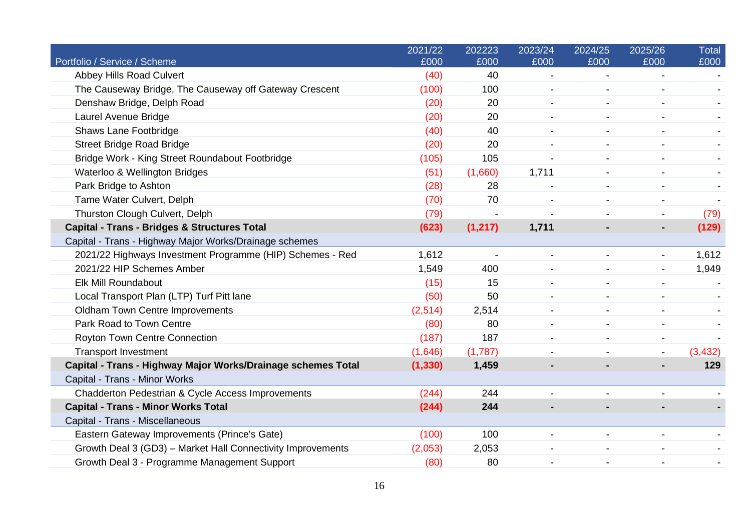| Portfolio / Service / Scheme | 2021/22 £000 | 202223 £000 | 2023/24 £000 | 2024/25 £000 | 2025/26 £000 | Total £000 |
|---|---|---|---|---|---|---|
| Abbey Hills Road Culvert | (40) | 40 | - | - | - | - |
| The Causeway Bridge, The Causeway off Gateway Crescent | (100) | 100 | - | - | - | - |
| Denshaw Bridge, Delph Road | (20) | 20 | - | - | - | - |
| Laurel Avenue Bridge | (20) | 20 | - | - | - | - |
| Shaws Lane Footbridge | (40) | 40 | - | - | - | - |
| Street Bridge Road Bridge | (20) | 20 | - | - | - | - |
| Bridge Work - King Street Roundabout Footbridge | (105) | 105 | - | - | - | - |
| Waterloo & Wellington Bridges | (51) | (1,660) | 1,711 | - | - | - |
| Park Bridge to Ashton | (28) | 28 | - | - | - | - |
| Tame Water Culvert, Delph | (70) | 70 | - | - | - | - |
| Thurston Clough Culvert, Delph | (79) | - | - | - | - | (79) |
| **Capital - Trans - Bridges & Structures Total** | **(623)** | **(1,217)** | **1,711** | **-** | **-** | **(129)** |
| Capital - Trans - Highway Major Works/Drainage schemes | | | | | | |
| 2021/22 Highways Investment Programme (HIP) Schemes - Red | 1,612 | - | - | - | - | 1,612 |
| 2021/22 HIP Schemes Amber | 1,549 | 400 | - | - | - | 1,949 |
| Elk Mill Roundabout | (15) | 15 | - | - | - | - |
| Local Transport Plan (LTP) Turf Pitt lane | (50) | 50 | - | - | - | - |
| Oldham Town Centre Improvements | (2,514) | 2,514 | - | - | - | - |
| Park Road to Town Centre | (80) | 80 | - | - | - | - |
| Royton Town Centre Connection | (187) | 187 | - | - | - | - |
| Transport Investment | (1,646) | (1,787) | - | - | - | (3,432) |
| **Capital - Trans - Highway Major Works/Drainage schemes Total** | **(1,330)** | **1,459** | **-** | **-** | **-** | **129** |
| Capital - Trans - Minor Works | | | | | | |
| Chadderton Pedestrian & Cycle Access Improvements | (244) | 244 | - | - | - | - |
| **Capital - Trans - Minor Works Total** | **(244)** | **244** | **-** | **-** | **-** | **-** |
| Capital - Trans - Miscellaneous | | | | | | |
| Eastern Gateway Improvements (Prince's Gate) | (100) | 100 | - | - | - | - |
| Growth Deal 3 (GD3) – Market Hall Connectivity Improvements | (2,053) | 2,053 | - | - | - | - |
| Growth Deal 3 - Programme Management Support | (80) | 80 | - | - | - | - |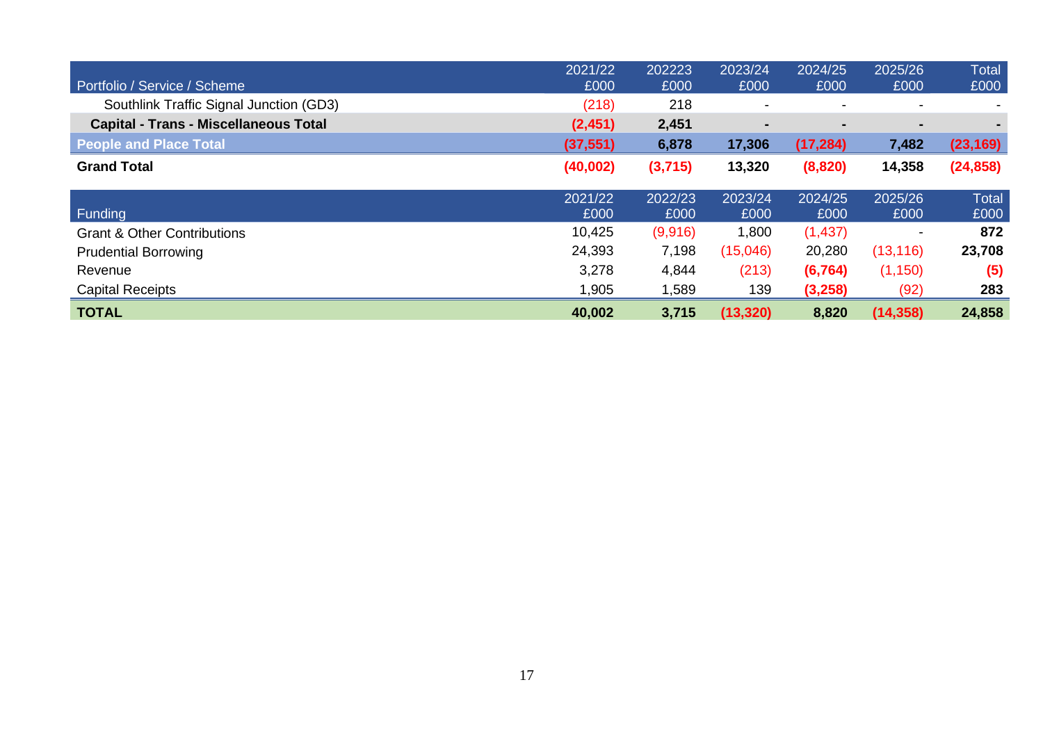| Portfolio / Service / Scheme | 2021/22 £000 | 202223 £000 | 2023/24 £000 | 2024/25 £000 | 2025/26 £000 | Total £000 |
|---|---|---|---|---|---|---|
| Southlink Traffic Signal Junction (GD3) | (218) | 218 | - | - | - | - |
| **Capital - Trans - Miscellaneous Total** | **(2,451)** | **2,451** | **-** | **-** | **-** | **-** |
| **People and Place Total** | **(37,551)** | **6,878** | **17,306** | **(17,284)** | **7,482** | **(23,169)** |
| **Grand Total** | **(40,002)** | **(3,715)** | **13,320** | **(8,820)** | **14,358** | **(24,858)** |

| Funding | 2021/22 £000 | 2022/23 £000 | 2023/24 £000 | 2024/25 £000 | 2025/26 £000 | Total £000 |
|---|---|---|---|---|---|---|
| Grant & Other Contributions | 10,425 | (9,916) | 1,800 | (1,437) | - | **872** |
| Prudential Borrowing | 24,393 | 7,198 | (15,046) | 20,280 | (13,116) | **23,708** |
| Revenue | 3,278 | 4,844 | (213) | **(6,764)** | (1,150) | **(5)** |
| Capital Receipts | 1,905 | 1,589 | 139 | **(3,258)** | (92) | **283** |
| **TOTAL** | **40,002** | **3,715** | **(13,320)** | **8,820** | **(14,358)** | **24,858** |